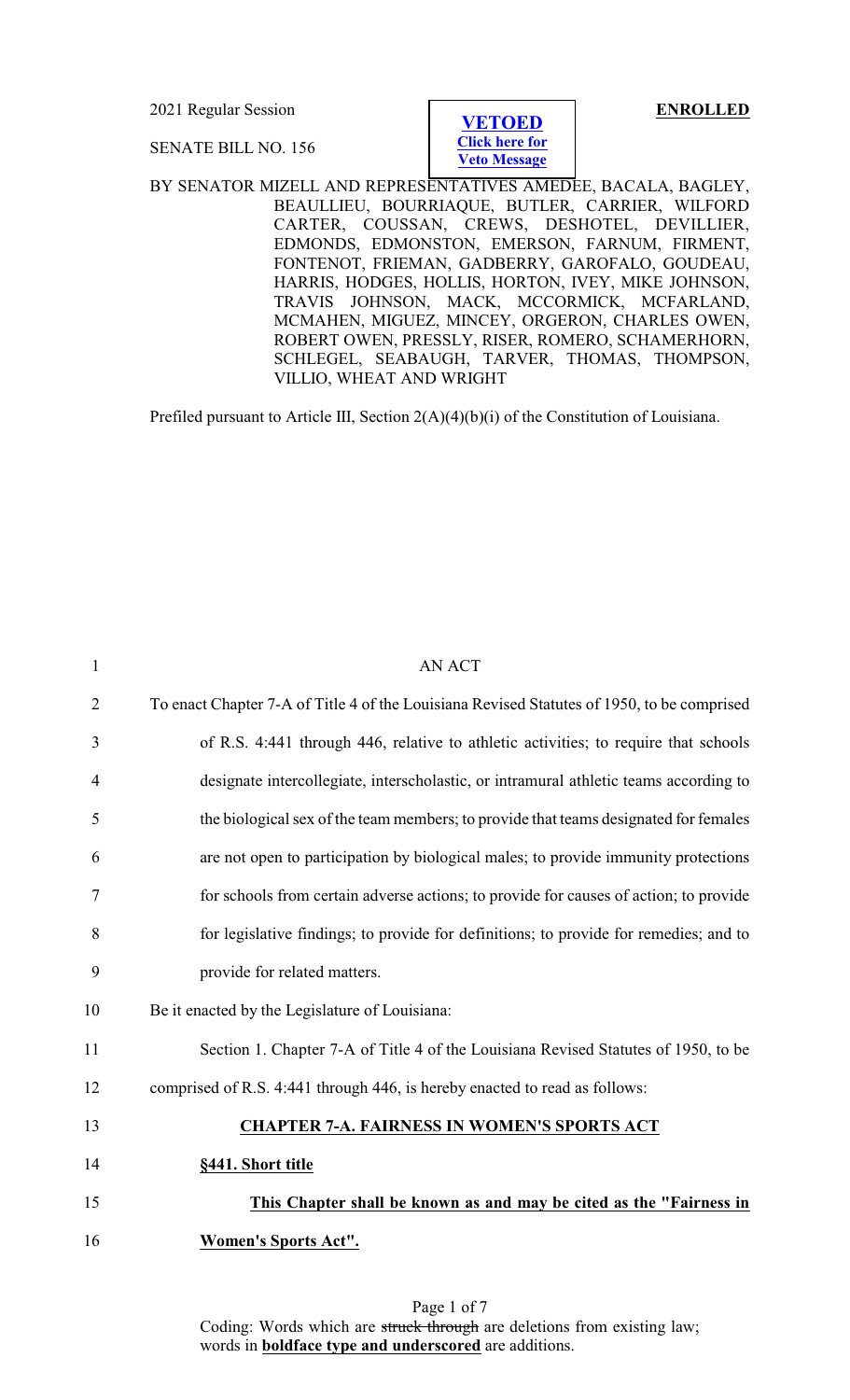2021 Regular Session

**ENROLLED**

SENATE BILL NO. 156

**VETOED**
**Click here for Veto Message**

BY SENATOR MIZELL AND REPRESENTATIVES AMEDEE, BACALA, BAGLEY, BEAULLIEU, BOURRIAQUE, BUTLER, CARRIER, WILFORD CARTER, COUSSAN, CREWS, DESHOTEL, DEVILLIER, EDMONDS, EDMONSTON, EMERSON, FARNUM, FIRMENT, FONTENOT, FRIEMAN, GADBERRY, GAROFALO, GOUDEAU, HARRIS, HODGES, HOLLIS, HORTON, IVEY, MIKE JOHNSON, TRAVIS JOHNSON, MACK, MCCORMICK, MCFARLAND, MCMAHEN, MIGUEZ, MINCEY, ORGERON, CHARLES OWEN, ROBERT OWEN, PRESSLY, RISER, ROMERO, SCHAMERHORN, SCHLEGEL, SEABAUGH, TARVER, THOMAS, THOMPSON, VILLIO, WHEAT AND WRIGHT

Prefiled pursuant to Article III, Section 2(A)(4)(b)(i) of the Constitution of Louisiana.

1 AN ACT

2 To enact Chapter 7-A of Title 4 of the Louisiana Revised Statutes of 1950, to be comprised
3 of R.S. 4:441 through 446, relative to athletic activities; to require that schools
4 designate intercollegiate, interscholastic, or intramural athletic teams according to
5 the biological sex of the team members; to provide that teams designated for females
6 are not open to participation by biological males; to provide immunity protections
7 for schools from certain adverse actions; to provide for causes of action; to provide
8 for legislative findings; to provide for definitions; to provide for remedies; and to
9 provide for related matters.

10 Be it enacted by the Legislature of Louisiana:

11 Section 1. Chapter 7-A of Title 4 of the Louisiana Revised Statutes of 1950, to be
12 comprised of R.S. 4:441 through 446, is hereby enacted to read as follows:

13 **CHAPTER 7-A. FAIRNESS IN WOMEN'S SPORTS ACT**

14 **§441. Short title**

15 **This Chapter shall be known as and may be cited as the "Fairness in**
16 **Women's Sports Act".**

Coding: Words which are ~~struck through~~ are deletions from existing law; words in **boldface type and underscored** are additions.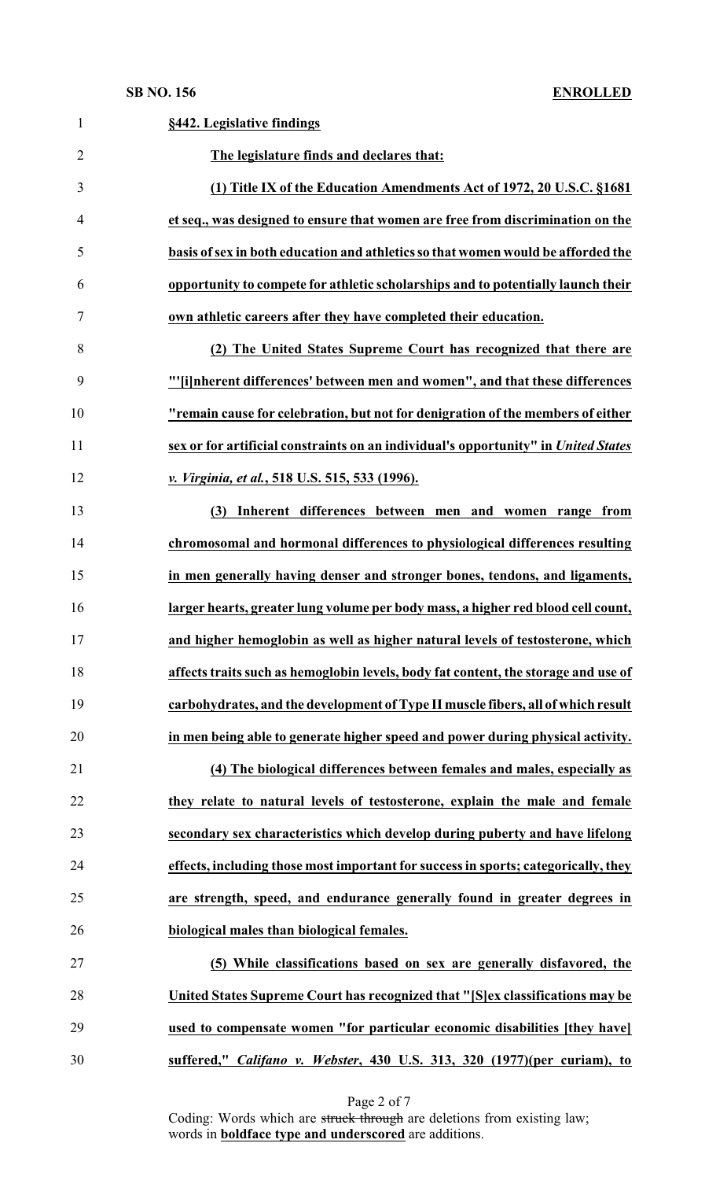**§442. Legislative findings**

**The legislature finds and declares that:**

**(1) Title IX of the Education Amendments Act of 1972, 20 U.S.C. §1681 et seq., was designed to ensure that women are free from discrimination on the basis of sex in both education and athletics so that women would be afforded the opportunity to compete for athletic scholarships and to potentially launch their own athletic careers after they have completed their education.**

**(2) The United States Supreme Court has recognized that there are "'[i]nherent differences' between men and women", and that these differences "remain cause for celebration, but not for denigration of the members of either sex or for artificial constraints on an individual's opportunity" in *United States v. Virginia, et al.*, 518 U.S. 515, 533 (1996).**

**(3) Inherent differences between men and women range from chromosomal and hormonal differences to physiological differences resulting in men generally having denser and stronger bones, tendons, and ligaments, larger hearts, greater lung volume per body mass, a higher red blood cell count, and higher hemoglobin as well as higher natural levels of testosterone, which affects traits such as hemoglobin levels, body fat content, the storage and use of carbohydrates, and the development of Type II muscle fibers, all of which result in men being able to generate higher speed and power during physical activity.**

**(4) The biological differences between females and males, especially as they relate to natural levels of testosterone, explain the male and female secondary sex characteristics which develop during puberty and have lifelong effects, including those most important for success in sports; categorically, they are strength, speed, and endurance generally found in greater degrees in biological males than biological females.**

**(5) While classifications based on sex are generally disfavored, the United States Supreme Court has recognized that "[S]ex classifications may be used to compensate women "for particular economic disabilities [they have] suffered," *Califano v. Webster*, 430 U.S. 313, 320 (1977)(per curiam), to**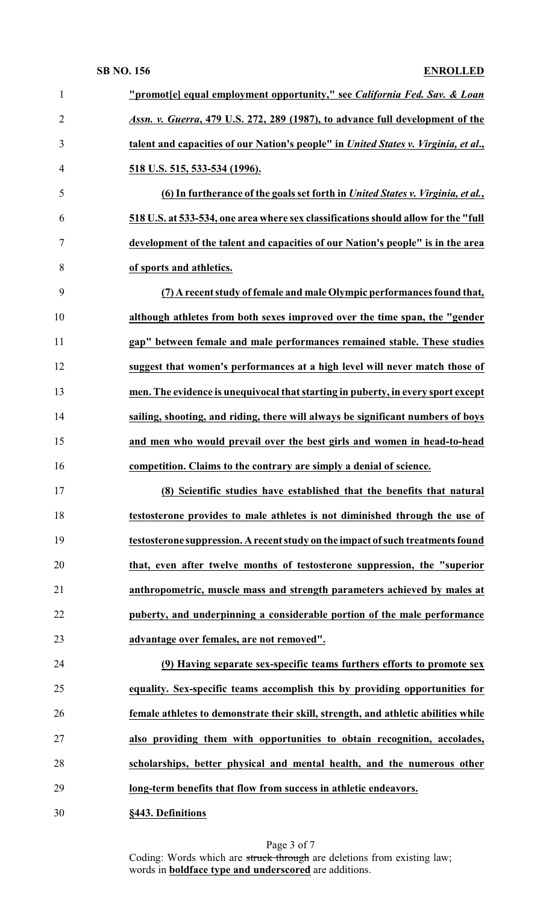**"promot[e] equal employment opportunity," see *California Fed. Sav. & Loan Assn. v. Guerra*, 479 U.S. 272, 289 (1987), to advance full development of the talent and capacities of our Nation's people" in *United States v. Virginia, et al.*, 518 U.S. 515, 533-534 (1996).**

**(6) In furtherance of the goals set forth in *United States v. Virginia, et al.*, 518 U.S. at 533-534, one area where sex classifications should allow for the "full development of the talent and capacities of our Nation's people" is in the area of sports and athletics.**

**(7) A recent study of female and male Olympic performances found that, although athletes from both sexes improved over the time span, the "gender gap" between female and male performances remained stable. These studies suggest that women's performances at a high level will never match those of men. The evidence is unequivocal that starting in puberty, in every sport except sailing, shooting, and riding, there will always be significant numbers of boys and men who would prevail over the best girls and women in head-to-head competition. Claims to the contrary are simply a denial of science.**

**(8) Scientific studies have established that the benefits that natural testosterone provides to male athletes is not diminished through the use of testosterone suppression. A recent study on the impact of such treatments found that, even after twelve months of testosterone suppression, the "superior anthropometric, muscle mass and strength parameters achieved by males at puberty, and underpinning a considerable portion of the male performance advantage over females, are not removed".**

**(9) Having separate sex-specific teams furthers efforts to promote sex equality. Sex-specific teams accomplish this by providing opportunities for female athletes to demonstrate their skill, strength, and athletic abilities while also providing them with opportunities to obtain recognition, accolades, scholarships, better physical and mental health, and the numerous other long-term benefits that flow from success in athletic endeavors.**

**§443. Definitions**

Coding: Words which are ~~struck through~~ are deletions from existing law; words in **boldface type and underscored** are additions.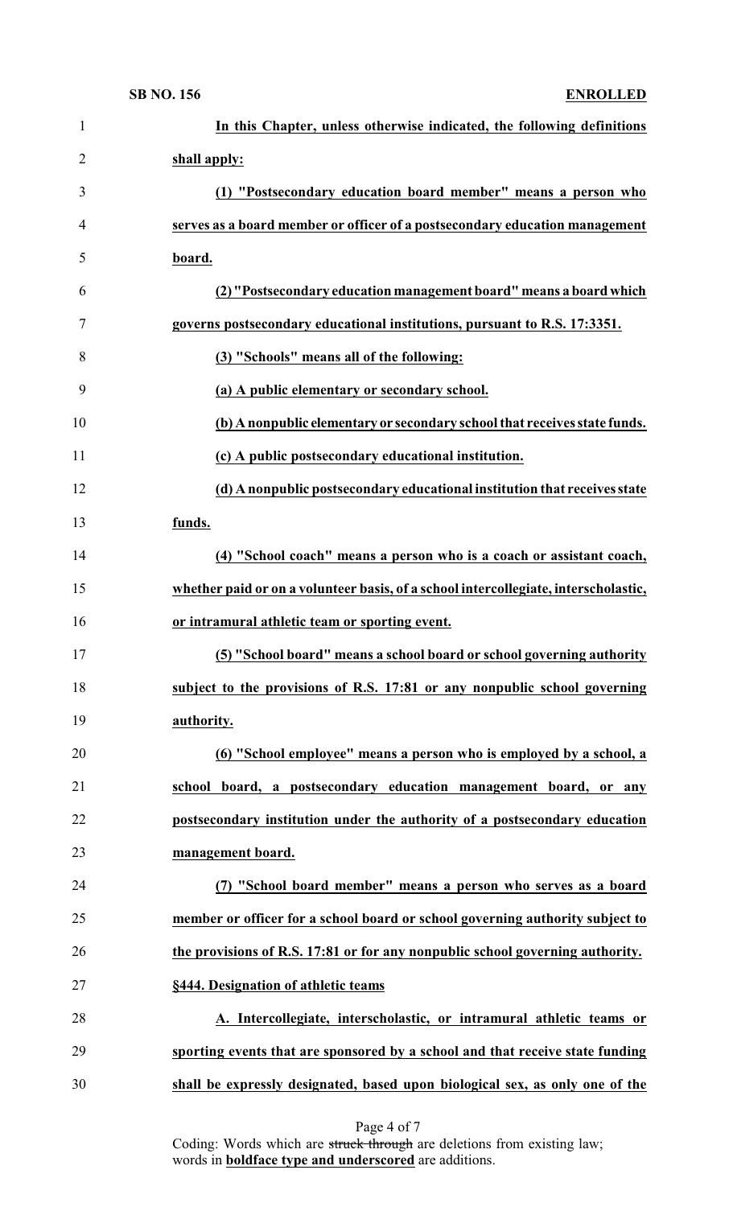**In this Chapter, unless otherwise indicated, the following definitions shall apply:**

**(1) "Postsecondary education board member" means a person who serves as a board member or officer of a postsecondary education management board.**

**(2) "Postsecondary education management board" means a board which governs postsecondary educational institutions, pursuant to R.S. 17:3351.**

**(3) "Schools" means all of the following:**

**(a) A public elementary or secondary school.**

**(b) A nonpublic elementary or secondary school that receives state funds.**

**(c) A public postsecondary educational institution.**

**(d) A nonpublic postsecondary educational institution that receives state funds.**

**(4) "School coach" means a person who is a coach or assistant coach, whether paid or on a volunteer basis, of a school intercollegiate, interscholastic, or intramural athletic team or sporting event.**

**(5) "School board" means a school board or school governing authority subject to the provisions of R.S. 17:81 or any nonpublic school governing authority.**

**(6) "School employee" means a person who is employed by a school, a school board, a postsecondary education management board, or any postsecondary institution under the authority of a postsecondary education management board.**

**(7) "School board member" means a person who serves as a board member or officer for a school board or school governing authority subject to the provisions of R.S. 17:81 or for any nonpublic school governing authority.**

**§444. Designation of athletic teams**

**A. Intercollegiate, interscholastic, or intramural athletic teams or sporting events that are sponsored by a school and that receive state funding shall be expressly designated, based upon biological sex, as only one of the**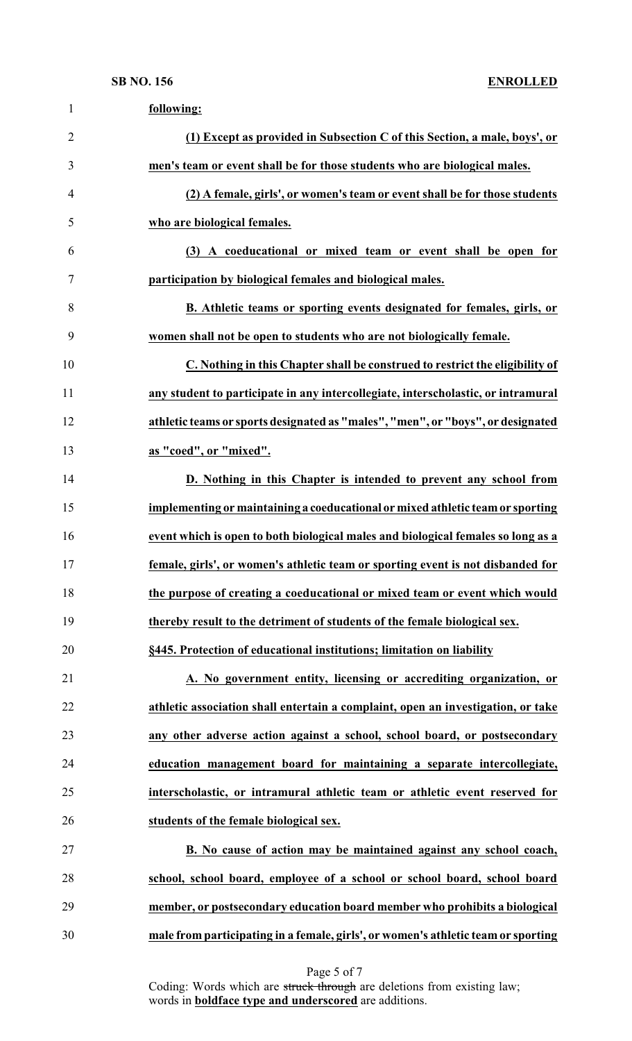**following:**

**(1) Except as provided in Subsection C of this Section, a male, boys', or men's team or event shall be for those students who are biological males.**

**(2) A female, girls', or women's team or event shall be for those students who are biological females.**

**(3) A coeducational or mixed team or event shall be open for participation by biological females and biological males.**

**B. Athletic teams or sporting events designated for females, girls, or women shall not be open to students who are not biologically female.**

**C. Nothing in this Chapter shall be construed to restrict the eligibility of any student to participate in any intercollegiate, interscholastic, or intramural athletic teams or sports designated as "males", "men", or "boys", or designated as "coed", or "mixed".**

**D. Nothing in this Chapter is intended to prevent any school from implementing or maintaining a coeducational or mixed athletic team or sporting event which is open to both biological males and biological females so long as a female, girls', or women's athletic team or sporting event is not disbanded for the purpose of creating a coeducational or mixed team or event which would thereby result to the detriment of students of the female biological sex.**

**§445. Protection of educational institutions; limitation on liability**

**A. No government entity, licensing or accrediting organization, or athletic association shall entertain a complaint, open an investigation, or take any other adverse action against a school, school board, or postsecondary education management board for maintaining a separate intercollegiate, interscholastic, or intramural athletic team or athletic event reserved for students of the female biological sex.**

**B. No cause of action may be maintained against any school coach, school, school board, employee of a school or school board, school board member, or postsecondary education board member who prohibits a biological male from participating in a female, girls', or women's athletic team or sporting**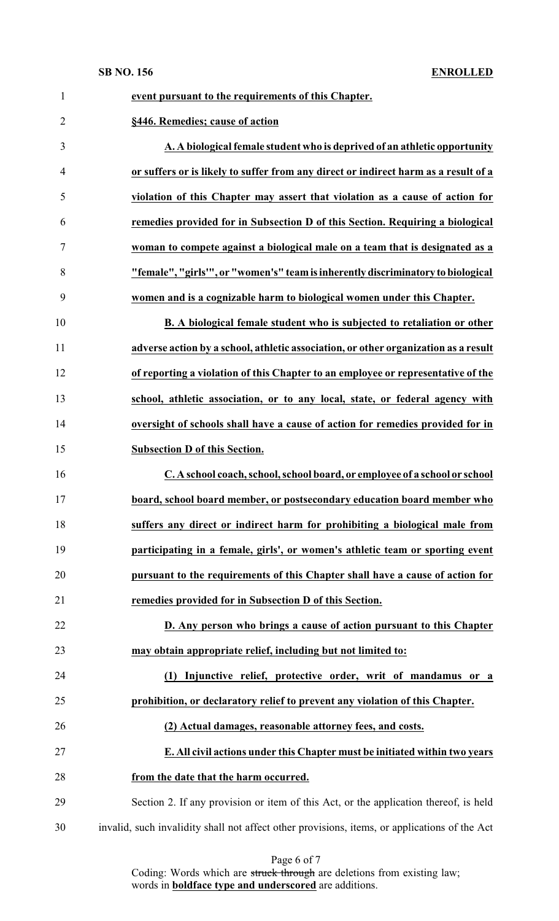**event pursuant to the requirements of this Chapter.**

**§446. Remedies; cause of action**

**A. A biological female student who is deprived of an athletic opportunity or suffers or is likely to suffer from any direct or indirect harm as a result of a violation of this Chapter may assert that violation as a cause of action for remedies provided for in Subsection D of this Section. Requiring a biological woman to compete against a biological male on a team that is designated as a "female", "girls'", or "women's" team is inherently discriminatory to biological women and is a cognizable harm to biological women under this Chapter.**

**B. A biological female student who is subjected to retaliation or other adverse action by a school, athletic association, or other organization as a result of reporting a violation of this Chapter to an employee or representative of the school, athletic association, or to any local, state, or federal agency with oversight of schools shall have a cause of action for remedies provided for in Subsection D of this Section.**

**C. A school coach, school, school board, or employee of a school or school board, school board member, or postsecondary education board member who suffers any direct or indirect harm for prohibiting a biological male from participating in a female, girls', or women's athletic team or sporting event pursuant to the requirements of this Chapter shall have a cause of action for remedies provided for in Subsection D of this Section.**

**D. Any person who brings a cause of action pursuant to this Chapter may obtain appropriate relief, including but not limited to:**

**(1) Injunctive relief, protective order, writ of mandamus or a prohibition, or declaratory relief to prevent any violation of this Chapter.**

**(2) Actual damages, reasonable attorney fees, and costs.**

**E. All civil actions under this Chapter must be initiated within two years from the date that the harm occurred.**

Section 2. If any provision or item of this Act, or the application thereof, is held invalid, such invalidity shall not affect other provisions, items, or applications of the Act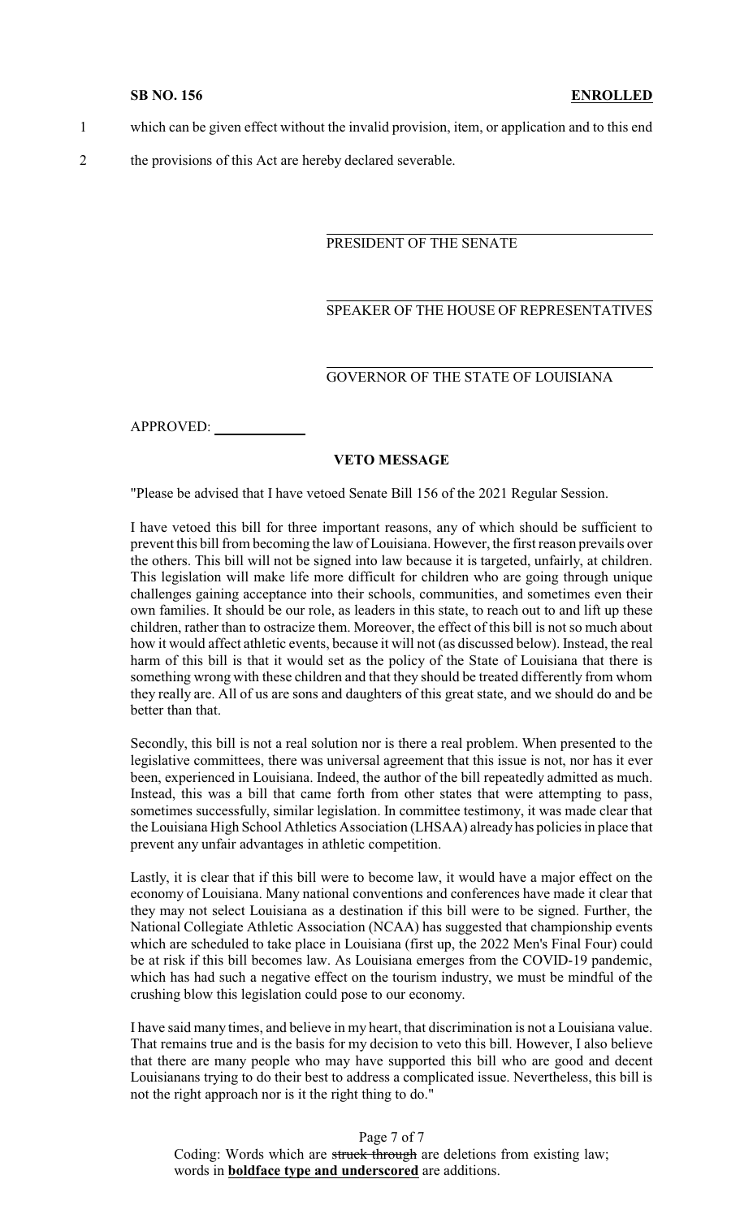which can be given effect without the invalid provision, item, or application and to this end the provisions of this Act are hereby declared severable.

PRESIDENT OF THE SENATE

SPEAKER OF THE HOUSE OF REPRESENTATIVES

GOVERNOR OF THE STATE OF LOUISIANA

APPROVED: \_\_\_\_\_\_\_\_\_\_\_\_

## VETO MESSAGE

"Please be advised that I have vetoed Senate Bill 156 of the 2021 Regular Session.

I have vetoed this bill for three important reasons, any of which should be sufficient to prevent this bill from becoming the law of Louisiana. However, the first reason prevails over the others. This bill will not be signed into law because it is targeted, unfairly, at children. This legislation will make life more difficult for children who are going through unique challenges gaining acceptance into their schools, communities, and sometimes even their own families. It should be our role, as leaders in this state, to reach out to and lift up these children, rather than to ostracize them. Moreover, the effect of this bill is not so much about how it would affect athletic events, because it will not (as discussed below). Instead, the real harm of this bill is that it would set as the policy of the State of Louisiana that there is something wrong with these children and that they should be treated differently from whom they really are. All of us are sons and daughters of this great state, and we should do and be better than that.

Secondly, this bill is not a real solution nor is there a real problem. When presented to the legislative committees, there was universal agreement that this issue is not, nor has it ever been, experienced in Louisiana. Indeed, the author of the bill repeatedly admitted as much. Instead, this was a bill that came forth from other states that were attempting to pass, sometimes successfully, similar legislation. In committee testimony, it was made clear that the Louisiana High School Athletics Association (LHSAA) already has policies in place that prevent any unfair advantages in athletic competition.

Lastly, it is clear that if this bill were to become law, it would have a major effect on the economy of Louisiana. Many national conventions and conferences have made it clear that they may not select Louisiana as a destination if this bill were to be signed. Further, the National Collegiate Athletic Association (NCAA) has suggested that championship events which are scheduled to take place in Louisiana (first up, the 2022 Men's Final Four) could be at risk if this bill becomes law. As Louisiana emerges from the COVID-19 pandemic, which has had such a negative effect on the tourism industry, we must be mindful of the crushing blow this legislation could pose to our economy.

I have said many times, and believe in my heart, that discrimination is not a Louisiana value. That remains true and is the basis for my decision to veto this bill. However, I also believe that there are many people who may have supported this bill who are good and decent Louisianans trying to do their best to address a complicated issue. Nevertheless, this bill is not the right approach nor is it the right thing to do."

Coding: Words which are ~~struck through~~ are deletions from existing law; words in **boldface type and underscored** are additions.